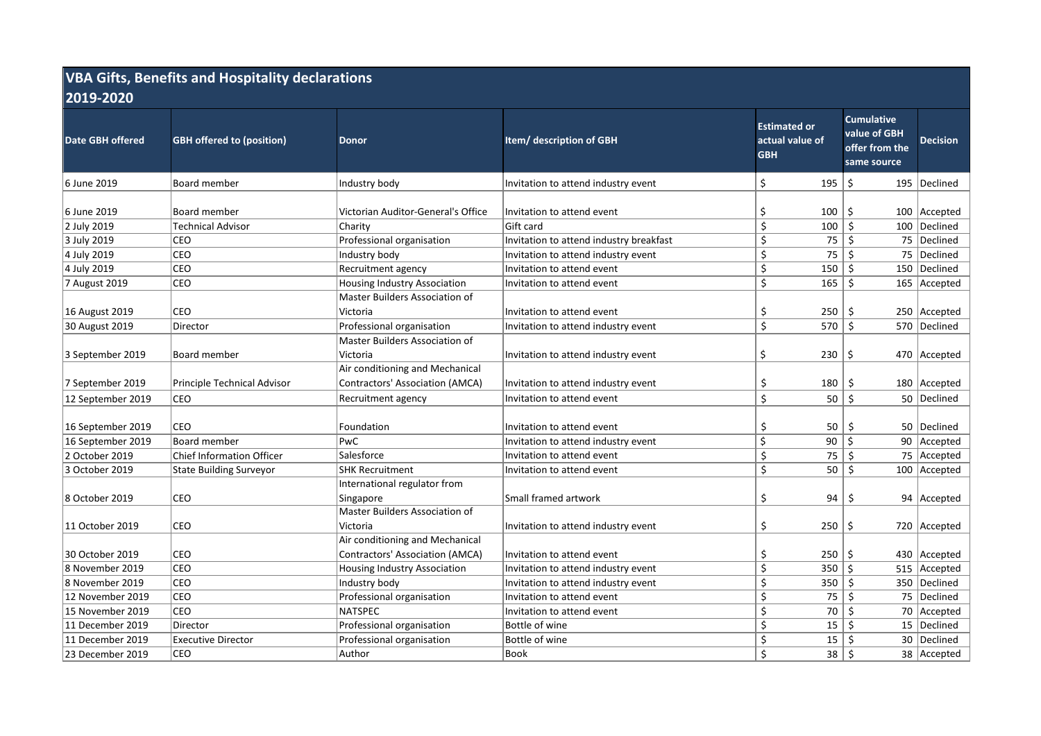# VBA Gifts, Benefits and Hospitality declarations 2019-2020

| Date GBH offered | GBH offered to (position) | Donor | Item/ description of GBH | Estimated or actual value of GBH | Cumulative value of GBH offer from the same source | Decision |
|---|---|---|---|---|---|---|
| 6 June 2019 | Board member | Industry body | Invitation to attend industry event | $ 195 | $ 195 | Declined |
| 6 June 2019 | Board member | Victorian Auditor-General's Office | Invitation to attend event | $ 100 | $ 100 | Accepted |
| 2 July 2019 | Technical Advisor | Charity | Gift card | $ 100 | $ 100 | Declined |
| 3 July 2019 | CEO | Professional organisation | Invitation to attend industry breakfast | $ 75 | $ 75 | Declined |
| 4 July 2019 | CEO | Industry body | Invitation to attend industry event | $ 75 | $ 75 | Declined |
| 4 July 2019 | CEO | Recruitment agency | Invitation to attend event | $ 150 | $ 150 | Declined |
| 7 August 2019 | CEO | Housing Industry Association | Invitation to attend event | $ 165 | $ 165 | Accepted |
| 16 August 2019 | CEO | Master Builders Association of Victoria | Invitation to attend event | $ 250 | $ 250 | Accepted |
| 30 August 2019 | Director | Professional organisation | Invitation to attend industry event | $ 570 | $ 570 | Declined |
| 3 September 2019 | Board member | Master Builders Association of Victoria | Invitation to attend industry event | $ 230 | $ 470 | Accepted |
| 7 September 2019 | Principle Technical Advisor | Air conditioning and Mechanical Contractors' Association (AMCA) | Invitation to attend industry event | $ 180 | $ 180 | Accepted |
| 12 September 2019 | CEO | Recruitment agency | Invitation to attend event | $ 50 | $ 50 | Declined |
| 16 September 2019 | CEO | Foundation | Invitation to attend event | $ 50 | $ 50 | Declined |
| 16 September 2019 | Board member | PwC | Invitation to attend industry event | $ 90 | $ 90 | Accepted |
| 2 October 2019 | Chief Information Officer | Salesforce | Invitation to attend event | $ 75 | $ 75 | Accepted |
| 3 October 2019 | State Building Surveyor | SHK Recruitment | Invitation to attend event | $ 50 | $ 100 | Accepted |
| 8 October 2019 | CEO | International regulator from Singapore | Small framed artwork | $ 94 | $ 94 | Accepted |
| 11 October 2019 | CEO | Master Builders Association of Victoria | Invitation to attend industry event | $ 250 | $ 720 | Accepted |
| 30 October 2019 | CEO | Air conditioning and Mechanical Contractors' Association (AMCA) | Invitation to attend event | $ 250 | $ 430 | Accepted |
| 8 November 2019 | CEO | Housing Industry Association | Invitation to attend industry event | $ 350 | $ 515 | Accepted |
| 8 November 2019 | CEO | Industry body | Invitation to attend industry event | $ 350 | $ 350 | Declined |
| 12 November 2019 | CEO | Professional organisation | Invitation to attend event | $ 75 | $ 75 | Declined |
| 15 November 2019 | CEO | NATSPEC | Invitation to attend event | $ 70 | $ 70 | Accepted |
| 11 December 2019 | Director | Professional organisation | Bottle of wine | $ 15 | $ 15 | Declined |
| 11 December 2019 | Executive Director | Professional organisation | Bottle of wine | $ 15 | $ 30 | Declined |
| 23 December 2019 | CEO | Author | Book | $ 38 | $ 38 | Accepted |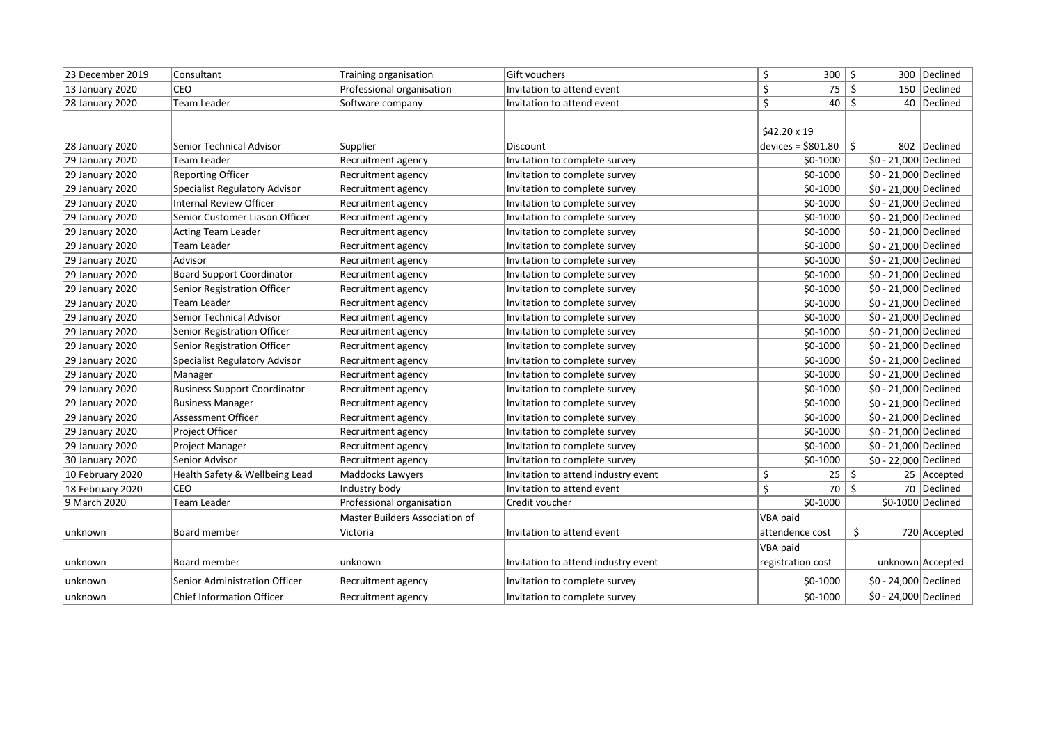| | | | | | | |
|---|---|---|---|---|---|---|
| 23 December 2019 | Consultant | Training organisation | Gift vouchers | $ 300 | $ 300 | Declined |
| 13 January 2020 | CEO | Professional organisation | Invitation to attend event | $ 75 | $ 150 | Declined |
| 28 January 2020 | Team Leader | Software company | Invitation to attend event | $ 40 | $ 40 | Declined |
| 28 January 2020 | Senior Technical Advisor | Supplier | Discount | $42.20 x 19 devices = $801.80 | $ 802 | Declined |
| 29 January 2020 | Team Leader | Recruitment agency | Invitation to complete survey | $0-1000 | $0 - 21,000 | Declined |
| 29 January 2020 | Reporting Officer | Recruitment agency | Invitation to complete survey | $0-1000 | $0 - 21,000 | Declined |
| 29 January 2020 | Specialist Regulatory Advisor | Recruitment agency | Invitation to complete survey | $0-1000 | $0 - 21,000 | Declined |
| 29 January 2020 | Internal Review Officer | Recruitment agency | Invitation to complete survey | $0-1000 | $0 - 21,000 | Declined |
| 29 January 2020 | Senior Customer Liason Officer | Recruitment agency | Invitation to complete survey | $0-1000 | $0 - 21,000 | Declined |
| 29 January 2020 | Acting Team Leader | Recruitment agency | Invitation to complete survey | $0-1000 | $0 - 21,000 | Declined |
| 29 January 2020 | Team Leader | Recruitment agency | Invitation to complete survey | $0-1000 | $0 - 21,000 | Declined |
| 29 January 2020 | Advisor | Recruitment agency | Invitation to complete survey | $0-1000 | $0 - 21,000 | Declined |
| 29 January 2020 | Board Support Coordinator | Recruitment agency | Invitation to complete survey | $0-1000 | $0 - 21,000 | Declined |
| 29 January 2020 | Senior Registration Officer | Recruitment agency | Invitation to complete survey | $0-1000 | $0 - 21,000 | Declined |
| 29 January 2020 | Team Leader | Recruitment agency | Invitation to complete survey | $0-1000 | $0 - 21,000 | Declined |
| 29 January 2020 | Senior Technical Advisor | Recruitment agency | Invitation to complete survey | $0-1000 | $0 - 21,000 | Declined |
| 29 January 2020 | Senior Registration Officer | Recruitment agency | Invitation to complete survey | $0-1000 | $0 - 21,000 | Declined |
| 29 January 2020 | Senior Registration Officer | Recruitment agency | Invitation to complete survey | $0-1000 | $0 - 21,000 | Declined |
| 29 January 2020 | Specialist Regulatory Advisor | Recruitment agency | Invitation to complete survey | $0-1000 | $0 - 21,000 | Declined |
| 29 January 2020 | Manager | Recruitment agency | Invitation to complete survey | $0-1000 | $0 - 21,000 | Declined |
| 29 January 2020 | Business Support Coordinator | Recruitment agency | Invitation to complete survey | $0-1000 | $0 - 21,000 | Declined |
| 29 January 2020 | Business Manager | Recruitment agency | Invitation to complete survey | $0-1000 | $0 - 21,000 | Declined |
| 29 January 2020 | Assessment Officer | Recruitment agency | Invitation to complete survey | $0-1000 | $0 - 21,000 | Declined |
| 29 January 2020 | Project Officer | Recruitment agency | Invitation to complete survey | $0-1000 | $0 - 21,000 | Declined |
| 29 January 2020 | Project Manager | Recruitment agency | Invitation to complete survey | $0-1000 | $0 - 21,000 | Declined |
| 30 January 2020 | Senior Advisor | Recruitment agency | Invitation to complete survey | $0-1000 | $0 - 22,000 | Declined |
| 10 February 2020 | Health Safety & Wellbeing Lead | Maddocks Lawyers | Invitation to attend industry event | $ 25 | $ 25 | Accepted |
| 18 February 2020 | CEO | Industry body | Invitation to attend event | $ 70 | $ 70 | Declined |
| 9 March 2020 | Team Leader | Professional organisation | Credit voucher | $0-1000 | $0-1000 | Declined |
| unknown | Board member | Master Builders Association of Victoria | Invitation to attend event | VBA paid attendence cost | $ 720 | Accepted |
| unknown | Board member | unknown | Invitation to attend industry event | VBA paid registration cost | unknown | Accepted |
| unknown | Senior Administration Officer | Recruitment agency | Invitation to complete survey | $0-1000 | $0 - 24,000 | Declined |
| unknown | Chief Information Officer | Recruitment agency | Invitation to complete survey | $0-1000 | $0 - 24,000 | Declined |